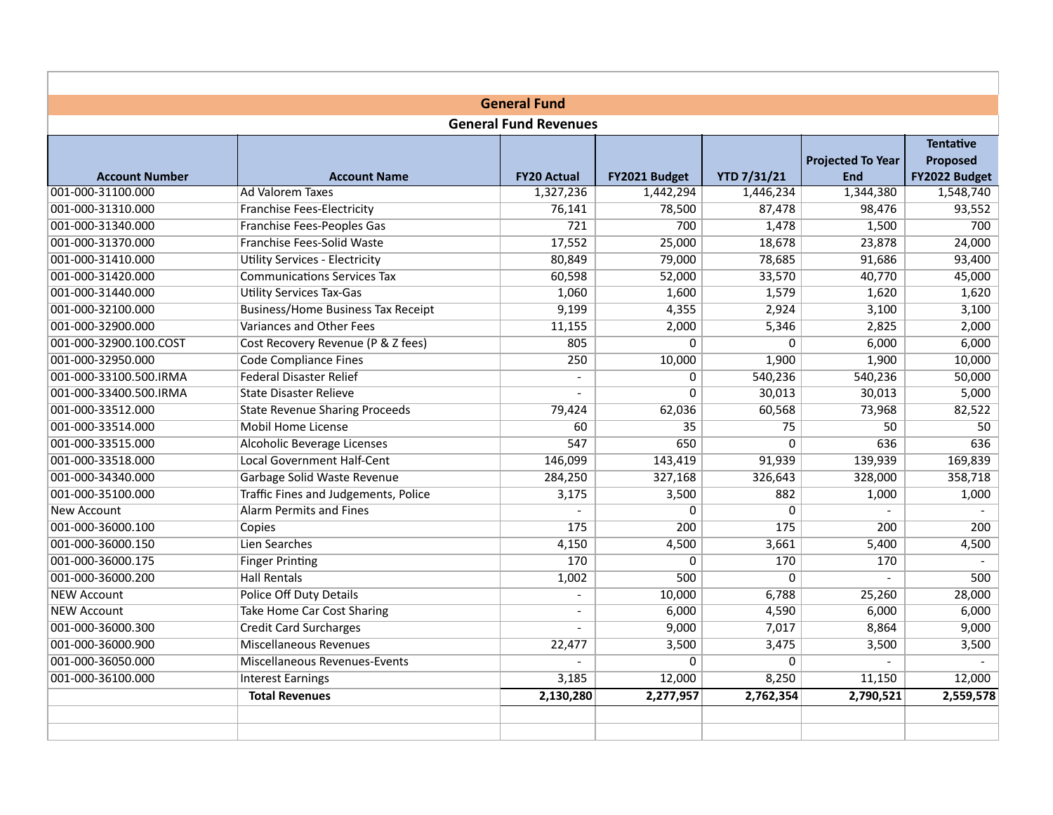## General Fund

### General Fund Revenues

| Account Number | Account Name | FY20 Actual | FY2021 Budget | YTD 7/31/21 | Projected To Year End | Tentative Proposed FY2022 Budget |
|---|---|---|---|---|---|---|
| 001-000-31100.000 | Ad Valorem Taxes | 1,327,236 | 1,442,294 | 1,446,234 | 1,344,380 | 1,548,740 |
| 001-000-31310.000 | Franchise Fees-Electricity | 76,141 | 78,500 | 87,478 | 98,476 | 93,552 |
| 001-000-31340.000 | Franchise Fees-Peoples Gas | 721 | 700 | 1,478 | 1,500 | 700 |
| 001-000-31370.000 | Franchise Fees-Solid Waste | 17,552 | 25,000 | 18,678 | 23,878 | 24,000 |
| 001-000-31410.000 | Utility Services - Electricity | 80,849 | 79,000 | 78,685 | 91,686 | 93,400 |
| 001-000-31420.000 | Communications Services Tax | 60,598 | 52,000 | 33,570 | 40,770 | 45,000 |
| 001-000-31440.000 | Utility Services Tax-Gas | 1,060 | 1,600 | 1,579 | 1,620 | 1,620 |
| 001-000-32100.000 | Business/Home Business Tax Receipt | 9,199 | 4,355 | 2,924 | 3,100 | 3,100 |
| 001-000-32900.000 | Variances and Other Fees | 11,155 | 2,000 | 5,346 | 2,825 | 2,000 |
| 001-000-32900.100.COST | Cost Recovery Revenue (P & Z fees) | 805 | 0 | 0 | 6,000 | 6,000 |
| 001-000-32950.000 | Code Compliance Fines | 250 | 10,000 | 1,900 | 1,900 | 10,000 |
| 001-000-33100.500.IRMA | Federal Disaster Relief | - | 0 | 540,236 | 540,236 | 50,000 |
| 001-000-33400.500.IRMA | State Disaster Relieve | - | 0 | 30,013 | 30,013 | 5,000 |
| 001-000-33512.000 | State Revenue Sharing Proceeds | 79,424 | 62,036 | 60,568 | 73,968 | 82,522 |
| 001-000-33514.000 | Mobil Home License | 60 | 35 | 75 | 50 | 50 |
| 001-000-33515.000 | Alcoholic Beverage Licenses | 547 | 650 | 0 | 636 | 636 |
| 001-000-33518.000 | Local Government Half-Cent | 146,099 | 143,419 | 91,939 | 139,939 | 169,839 |
| 001-000-34340.000 | Garbage Solid Waste Revenue | 284,250 | 327,168 | 326,643 | 328,000 | 358,718 |
| 001-000-35100.000 | Traffic Fines and Judgements, Police | 3,175 | 3,500 | 882 | 1,000 | 1,000 |
| New Account | Alarm Permits and Fines | - | 0 | 0 | - | - |
| 001-000-36000.100 | Copies | 175 | 200 | 175 | 200 | 200 |
| 001-000-36000.150 | Lien Searches | 4,150 | 4,500 | 3,661 | 5,400 | 4,500 |
| 001-000-36000.175 | Finger Printing | 170 | 0 | 170 | 170 | - |
| 001-000-36000.200 | Hall Rentals | 1,002 | 500 | 0 | - | 500 |
| NEW Account | Police Off Duty Details | - | 10,000 | 6,788 | 25,260 | 28,000 |
| NEW Account | Take Home Car Cost Sharing | - | 6,000 | 4,590 | 6,000 | 6,000 |
| 001-000-36000.300 | Credit Card Surcharges | - | 9,000 | 7,017 | 8,864 | 9,000 |
| 001-000-36000.900 | Miscellaneous Revenues | 22,477 | 3,500 | 3,475 | 3,500 | 3,500 |
| 001-000-36050.000 | Miscellaneous Revenues-Events | - | 0 | 0 | - | - |
| 001-000-36100.000 | Interest Earnings | 3,185 | 12,000 | 8,250 | 11,150 | 12,000 |
| | **Total Revenues** | **2,130,280** | **2,277,957** | **2,762,354** | **2,790,521** | **2,559,578** |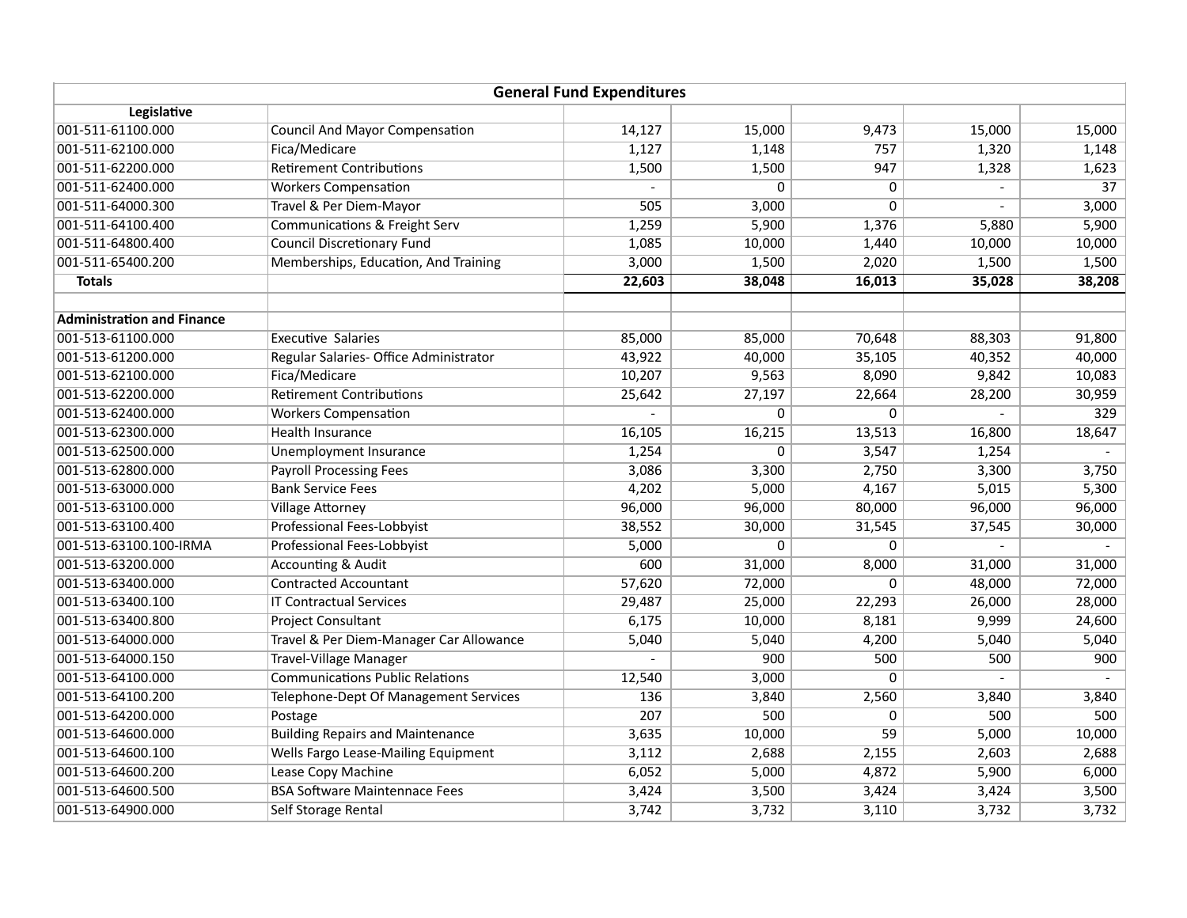| General Fund Expenditures | | | | | | |
|---|---|---|---|---|---|---|
| **Legislative** | | | | | | |
| 001-511-61100.000 | Council And Mayor Compensation | 14,127 | 15,000 | 9,473 | 15,000 | 15,000 |
| 001-511-62100.000 | Fica/Medicare | 1,127 | 1,148 | 757 | 1,320 | 1,148 |
| 001-511-62200.000 | Retirement Contributions | 1,500 | 1,500 | 947 | 1,328 | 1,623 |
| 001-511-62400.000 | Workers Compensation | - | 0 | 0 | - | 37 |
| 001-511-64000.300 | Travel & Per Diem-Mayor | 505 | 3,000 | 0 | - | 3,000 |
| 001-511-64100.400 | Communications & Freight Serv | 1,259 | 5,900 | 1,376 | 5,880 | 5,900 |
| 001-511-64800.400 | Council Discretionary Fund | 1,085 | 10,000 | 1,440 | 10,000 | 10,000 |
| 001-511-65400.200 | Memberships, Education, And Training | 3,000 | 1,500 | 2,020 | 1,500 | 1,500 |
| **Totals** | | **22,603** | **38,048** | **16,013** | **35,028** | **38,208** |
| | | | | | | |
| **Administration and Finance** | | | | | | |
| 001-513-61100.000 | Executive Salaries | 85,000 | 85,000 | 70,648 | 88,303 | 91,800 |
| 001-513-61200.000 | Regular Salaries- Office Administrator | 43,922 | 40,000 | 35,105 | 40,352 | 40,000 |
| 001-513-62100.000 | Fica/Medicare | 10,207 | 9,563 | 8,090 | 9,842 | 10,083 |
| 001-513-62200.000 | Retirement Contributions | 25,642 | 27,197 | 22,664 | 28,200 | 30,959 |
| 001-513-62400.000 | Workers Compensation | - | 0 | 0 | - | 329 |
| 001-513-62300.000 | Health Insurance | 16,105 | 16,215 | 13,513 | 16,800 | 18,647 |
| 001-513-62500.000 | Unemployment Insurance | 1,254 | 0 | 3,547 | 1,254 | - |
| 001-513-62800.000 | Payroll Processing Fees | 3,086 | 3,300 | 2,750 | 3,300 | 3,750 |
| 001-513-63000.000 | Bank Service Fees | 4,202 | 5,000 | 4,167 | 5,015 | 5,300 |
| 001-513-63100.000 | Village Attorney | 96,000 | 96,000 | 80,000 | 96,000 | 96,000 |
| 001-513-63100.400 | Professional Fees-Lobbyist | 38,552 | 30,000 | 31,545 | 37,545 | 30,000 |
| 001-513-63100.100-IRMA | Professional Fees-Lobbyist | 5,000 | 0 | 0 | - | - |
| 001-513-63200.000 | Accounting & Audit | 600 | 31,000 | 8,000 | 31,000 | 31,000 |
| 001-513-63400.000 | Contracted Accountant | 57,620 | 72,000 | 0 | 48,000 | 72,000 |
| 001-513-63400.100 | IT Contractual Services | 29,487 | 25,000 | 22,293 | 26,000 | 28,000 |
| 001-513-63400.800 | Project Consultant | 6,175 | 10,000 | 8,181 | 9,999 | 24,600 |
| 001-513-64000.000 | Travel & Per Diem-Manager Car Allowance | 5,040 | 5,040 | 4,200 | 5,040 | 5,040 |
| 001-513-64000.150 | Travel-Village Manager | - | 900 | 500 | 500 | 900 |
| 001-513-64100.000 | Communications Public Relations | 12,540 | 3,000 | 0 | - | - |
| 001-513-64100.200 | Telephone-Dept Of Management Services | 136 | 3,840 | 2,560 | 3,840 | 3,840 |
| 001-513-64200.000 | Postage | 207 | 500 | 0 | 500 | 500 |
| 001-513-64600.000 | Building Repairs and Maintenance | 3,635 | 10,000 | 59 | 5,000 | 10,000 |
| 001-513-64600.100 | Wells Fargo Lease-Mailing Equipment | 3,112 | 2,688 | 2,155 | 2,603 | 2,688 |
| 001-513-64600.200 | Lease Copy Machine | 6,052 | 5,000 | 4,872 | 5,900 | 6,000 |
| 001-513-64600.500 | BSA Software Maintennace Fees | 3,424 | 3,500 | 3,424 | 3,424 | 3,500 |
| 001-513-64900.000 | Self Storage Rental | 3,742 | 3,732 | 3,110 | 3,732 | 3,732 |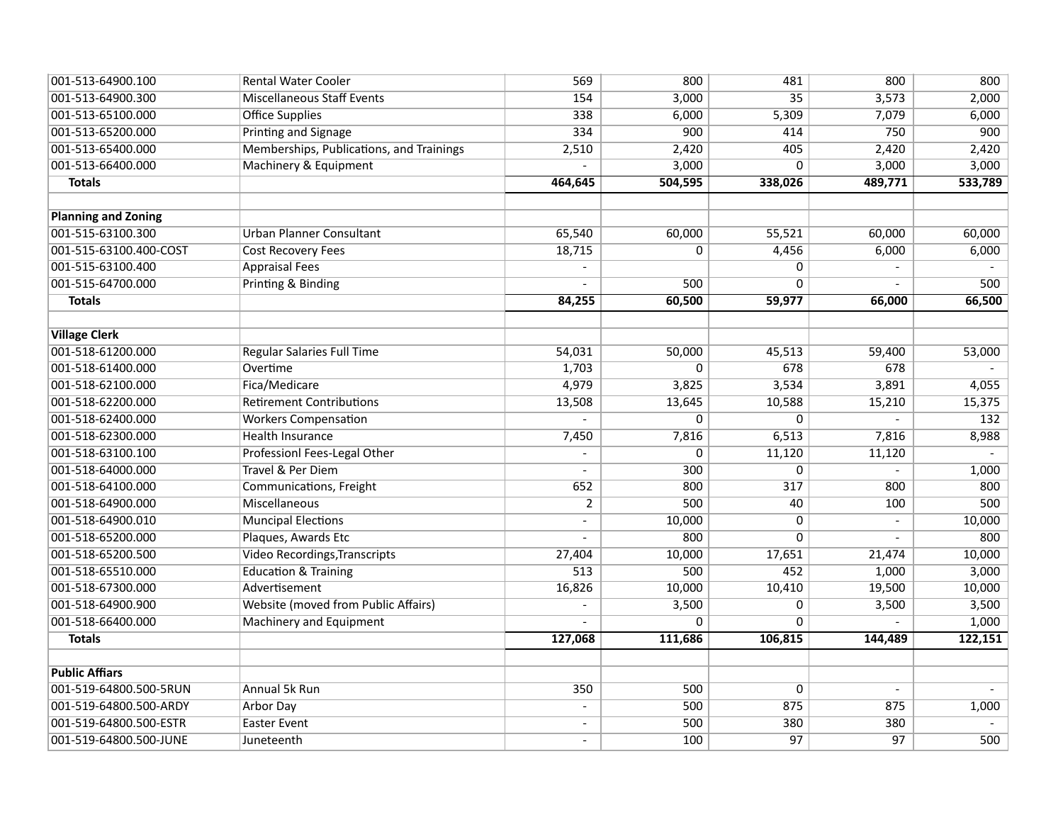| | | | | | | |
|---|---|---|---|---|---|---|
| 001-513-64900.100 | Rental Water Cooler | 569 | 800 | 481 | 800 | 800 |
| 001-513-64900.300 | Miscellaneous Staff Events | 154 | 3,000 | 35 | 3,573 | 2,000 |
| 001-513-65100.000 | Office Supplies | 338 | 6,000 | 5,309 | 7,079 | 6,000 |
| 001-513-65200.000 | Printing and Signage | 334 | 900 | 414 | 750 | 900 |
| 001-513-65400.000 | Memberships, Publications, and Trainings | 2,510 | 2,420 | 405 | 2,420 | 2,420 |
| 001-513-66400.000 | Machinery & Equipment | - | 3,000 | 0 | 3,000 | 3,000 |
| **Totals** | | **464,645** | **504,595** | **338,026** | **489,771** | **533,789** |
| | | | | | | |
| **Planning and Zoning** | | | | | | |
| 001-515-63100.300 | Urban Planner Consultant | 65,540 | 60,000 | 55,521 | 60,000 | 60,000 |
| 001-515-63100.400-COST | Cost Recovery Fees | 18,715 | 0 | 4,456 | 6,000 | 6,000 |
| 001-515-63100.400 | Appraisal Fees | - | | 0 | - | - |
| 001-515-64700.000 | Printing & Binding | - | 500 | 0 | - | 500 |
| **Totals** | | **84,255** | **60,500** | **59,977** | **66,000** | **66,500** |
| | | | | | | |
| **Village Clerk** | | | | | | |
| 001-518-61200.000 | Regular Salaries Full Time | 54,031 | 50,000 | 45,513 | 59,400 | 53,000 |
| 001-518-61400.000 | Overtime | 1,703 | 0 | 678 | 678 | - |
| 001-518-62100.000 | Fica/Medicare | 4,979 | 3,825 | 3,534 | 3,891 | 4,055 |
| 001-518-62200.000 | Retirement Contributions | 13,508 | 13,645 | 10,588 | 15,210 | 15,375 |
| 001-518-62400.000 | Workers Compensation | - | 0 | 0 | - | 132 |
| 001-518-62300.000 | Health Insurance | 7,450 | 7,816 | 6,513 | 7,816 | 8,988 |
| 001-518-63100.100 | Professionl Fees-Legal Other | - | 0 | 11,120 | 11,120 | - |
| 001-518-64000.000 | Travel & Per Diem | - | 300 | 0 | - | 1,000 |
| 001-518-64100.000 | Communications, Freight | 652 | 800 | 317 | 800 | 800 |
| 001-518-64900.000 | Miscellaneous | 2 | 500 | 40 | 100 | 500 |
| 001-518-64900.010 | Muncipal Elections | - | 10,000 | 0 | - | 10,000 |
| 001-518-65200.000 | Plaques, Awards Etc | - | 800 | 0 | - | 800 |
| 001-518-65200.500 | Video Recordings,Transcripts | 27,404 | 10,000 | 17,651 | 21,474 | 10,000 |
| 001-518-65510.000 | Education & Training | 513 | 500 | 452 | 1,000 | 3,000 |
| 001-518-67300.000 | Advertisement | 16,826 | 10,000 | 10,410 | 19,500 | 10,000 |
| 001-518-64900.900 | Website (moved from Public Affairs) | - | 3,500 | 0 | 3,500 | 3,500 |
| 001-518-66400.000 | Machinery and Equipment | - | 0 | 0 | - | 1,000 |
| **Totals** | | **127,068** | **111,686** | **106,815** | **144,489** | **122,151** |
| | | | | | | |
| **Public Affiars** | | | | | | |
| 001-519-64800.500-5RUN | Annual 5k Run | 350 | 500 | 0 | - | - |
| 001-519-64800.500-ARDY | Arbor Day | - | 500 | 875 | 875 | 1,000 |
| 001-519-64800.500-ESTR | Easter Event | - | 500 | 380 | 380 | - |
| 001-519-64800.500-JUNE | Juneteenth | - | 100 | 97 | 97 | 500 |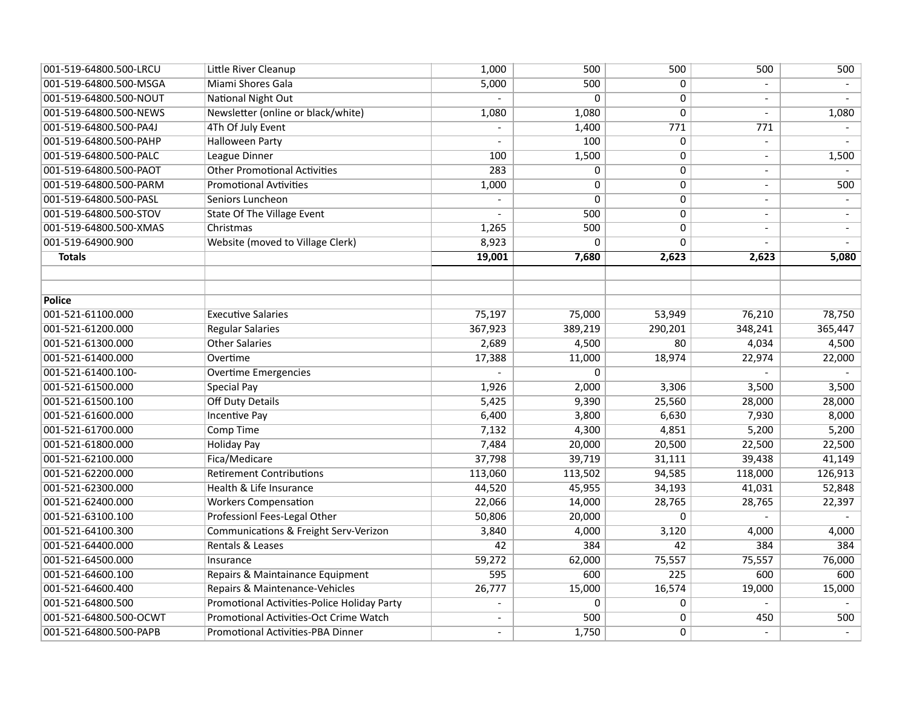| | | | | | | |
|---|---|---|---|---|---|---|
| 001-519-64800.500-LRCU | Little River Cleanup | 1,000 | 500 | 500 | 500 | 500 |
| 001-519-64800.500-MSGA | Miami Shores Gala | 5,000 | 500 | 0 | - | - |
| 001-519-64800.500-NOUT | National Night Out | - | 0 | 0 | - | - |
| 001-519-64800.500-NEWS | Newsletter (online or black/white) | 1,080 | 1,080 | 0 | - | 1,080 |
| 001-519-64800.500-PA4J | 4Th Of July Event | - | 1,400 | 771 | 771 | - |
| 001-519-64800.500-PAHP | Halloween Party | - | 100 | 0 | - | - |
| 001-519-64800.500-PALC | League Dinner | 100 | 1,500 | 0 | - | 1,500 |
| 001-519-64800.500-PAOT | Other Promotional Activities | 283 | 0 | 0 | - | - |
| 001-519-64800.500-PARM | Promotional Avtivities | 1,000 | 0 | 0 | - | 500 |
| 001-519-64800.500-PASL | Seniors Luncheon | - | 0 | 0 | - | - |
| 001-519-64800.500-STOV | State Of The Village Event | - | 500 | 0 | - | - |
| 001-519-64800.500-XMAS | Christmas | 1,265 | 500 | 0 | - | - |
| 001-519-64900.900 | Website (moved to Village Clerk) | 8,923 | 0 | 0 | - | - |
| **Totals** | | **19,001** | **7,680** | **2,623** | **2,623** | **5,080** |
| | | | | | | |
| | | | | | | |
| **Police** | | | | | | |
| 001-521-61100.000 | Executive Salaries | 75,197 | 75,000 | 53,949 | 76,210 | 78,750 |
| 001-521-61200.000 | Regular Salaries | 367,923 | 389,219 | 290,201 | 348,241 | 365,447 |
| 001-521-61300.000 | Other Salaries | 2,689 | 4,500 | 80 | 4,034 | 4,500 |
| 001-521-61400.000 | Overtime | 17,388 | 11,000 | 18,974 | 22,974 | 22,000 |
| 001-521-61400.100- | Overtime Emergencies | - | 0 | | - | - |
| 001-521-61500.000 | Special Pay | 1,926 | 2,000 | 3,306 | 3,500 | 3,500 |
| 001-521-61500.100 | Off Duty Details | 5,425 | 9,390 | 25,560 | 28,000 | 28,000 |
| 001-521-61600.000 | Incentive Pay | 6,400 | 3,800 | 6,630 | 7,930 | 8,000 |
| 001-521-61700.000 | Comp Time | 7,132 | 4,300 | 4,851 | 5,200 | 5,200 |
| 001-521-61800.000 | Holiday Pay | 7,484 | 20,000 | 20,500 | 22,500 | 22,500 |
| 001-521-62100.000 | Fica/Medicare | 37,798 | 39,719 | 31,111 | 39,438 | 41,149 |
| 001-521-62200.000 | Retirement Contributions | 113,060 | 113,502 | 94,585 | 118,000 | 126,913 |
| 001-521-62300.000 | Health & Life Insurance | 44,520 | 45,955 | 34,193 | 41,031 | 52,848 |
| 001-521-62400.000 | Workers Compensation | 22,066 | 14,000 | 28,765 | 28,765 | 22,397 |
| 001-521-63100.100 | Professionl Fees-Legal Other | 50,806 | 20,000 | 0 | - | - |
| 001-521-64100.300 | Communications & Freight Serv-Verizon | 3,840 | 4,000 | 3,120 | 4,000 | 4,000 |
| 001-521-64400.000 | Rentals & Leases | 42 | 384 | 42 | 384 | 384 |
| 001-521-64500.000 | Insurance | 59,272 | 62,000 | 75,557 | 75,557 | 76,000 |
| 001-521-64600.100 | Repairs & Maintainance Equipment | 595 | 600 | 225 | 600 | 600 |
| 001-521-64600.400 | Repairs & Maintenance-Vehicles | 26,777 | 15,000 | 16,574 | 19,000 | 15,000 |
| 001-521-64800.500 | Promotional Activities-Police Holiday Party | - | 0 | 0 | - | - |
| 001-521-64800.500-OCWT | Promotional Activities-Oct Crime Watch | - | 500 | 0 | 450 | 500 |
| 001-521-64800.500-PAPB | Promotional Activities-PBA Dinner | - | 1,750 | 0 | - | - |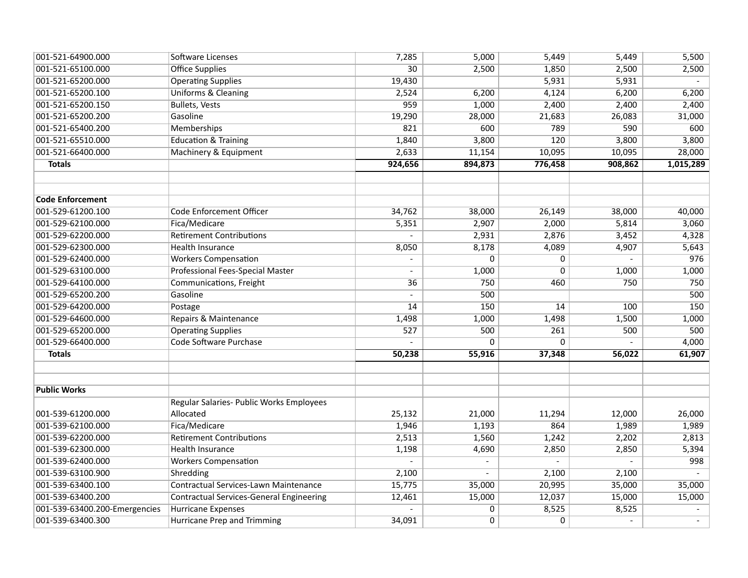| | | | | | | |
|---|---|---|---|---|---|---|
| 001-521-64900.000 | Software Licenses | 7,285 | 5,000 | 5,449 | 5,449 | 5,500 |
| 001-521-65100.000 | Office Supplies | 30 | 2,500 | 1,850 | 2,500 | 2,500 |
| 001-521-65200.000 | Operating Supplies | 19,430 | | 5,931 | 5,931 | - |
| 001-521-65200.100 | Uniforms & Cleaning | 2,524 | 6,200 | 4,124 | 6,200 | 6,200 |
| 001-521-65200.150 | Bullets, Vests | 959 | 1,000 | 2,400 | 2,400 | 2,400 |
| 001-521-65200.200 | Gasoline | 19,290 | 28,000 | 21,683 | 26,083 | 31,000 |
| 001-521-65400.200 | Memberships | 821 | 600 | 789 | 590 | 600 |
| 001-521-65510.000 | Education & Training | 1,840 | 3,800 | 120 | 3,800 | 3,800 |
| 001-521-66400.000 | Machinery & Equipment | 2,633 | 11,154 | 10,095 | 10,095 | 28,000 |
| **Totals** | | **924,656** | **894,873** | **776,458** | **908,862** | **1,015,289** |
| | | | | | | |
| | | | | | | |
| **Code Enforcement** | | | | | | |
| 001-529-61200.100 | Code Enforcement Officer | 34,762 | 38,000 | 26,149 | 38,000 | 40,000 |
| 001-529-62100.000 | Fica/Medicare | 5,351 | 2,907 | 2,000 | 5,814 | 3,060 |
| 001-529-62200.000 | Retirement Contributions | - | 2,931 | 2,876 | 3,452 | 4,328 |
| 001-529-62300.000 | Health Insurance | 8,050 | 8,178 | 4,089 | 4,907 | 5,643 |
| 001-529-62400.000 | Workers Compensation | - | 0 | 0 | - | 976 |
| 001-529-63100.000 | Professional Fees-Special Master | - | 1,000 | 0 | 1,000 | 1,000 |
| 001-529-64100.000 | Communications, Freight | 36 | 750 | 460 | 750 | 750 |
| 001-529-65200.200 | Gasoline | - | 500 | | | 500 |
| 001-529-64200.000 | Postage | 14 | 150 | 14 | 100 | 150 |
| 001-529-64600.000 | Repairs & Maintenance | 1,498 | 1,000 | 1,498 | 1,500 | 1,000 |
| 001-529-65200.000 | Operating Supplies | 527 | 500 | 261 | 500 | 500 |
| 001-529-66400.000 | Code Software Purchase | - | 0 | 0 | - | 4,000 |
| **Totals** | | **50,238** | **55,916** | **37,348** | **56,022** | **61,907** |
| | | | | | | |
| | | | | | | |
| **Public Works** | | | | | | |
| 001-539-61200.000 | Regular Salaries- Public Works Employees Allocated | 25,132 | 21,000 | 11,294 | 12,000 | 26,000 |
| 001-539-62100.000 | Fica/Medicare | 1,946 | 1,193 | 864 | 1,989 | 1,989 |
| 001-539-62200.000 | Retirement Contributions | 2,513 | 1,560 | 1,242 | 2,202 | 2,813 |
| 001-539-62300.000 | Health Insurance | 1,198 | 4,690 | 2,850 | 2,850 | 5,394 |
| 001-539-62400.000 | Workers Compensation | - | - | - | - | 998 |
| 001-539-63100.900 | Shredding | 2,100 | - | 2,100 | 2,100 | - |
| 001-539-63400.100 | Contractual Services-Lawn Maintenance | 15,775 | 35,000 | 20,995 | 35,000 | 35,000 |
| 001-539-63400.200 | Contractual Services-General Engineering | 12,461 | 15,000 | 12,037 | 15,000 | 15,000 |
| 001-539-63400.200-Emergencies | Hurricane Expenses | - | 0 | 8,525 | 8,525 | - |
| 001-539-63400.300 | Hurricane Prep and Trimming | 34,091 | 0 | 0 | - | - |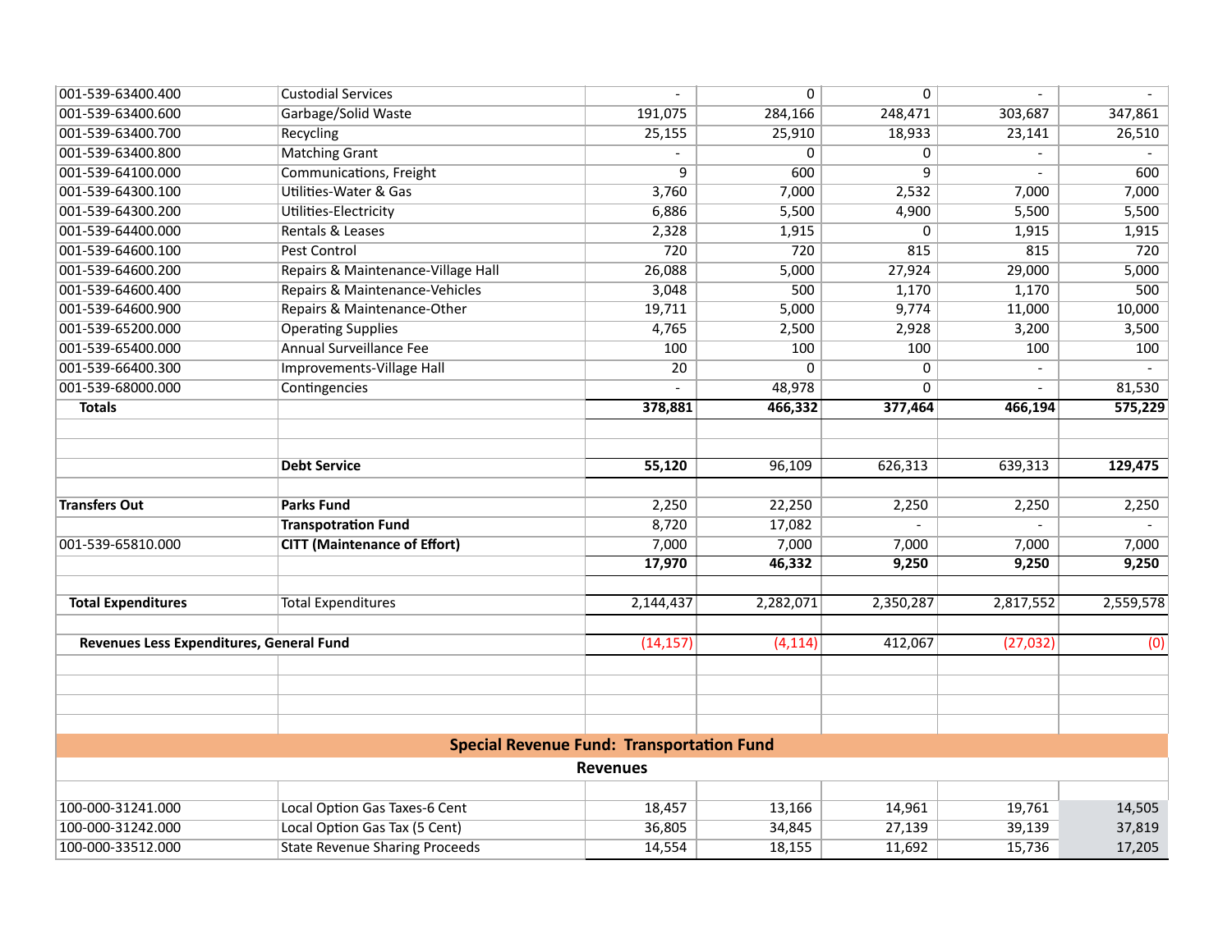| | | | | | | |
|---|---|---|---|---|---|---|
| 001-539-63400.400 | Custodial Services | - | 0 | 0 | - | - |
| 001-539-63400.600 | Garbage/Solid Waste | 191,075 | 284,166 | 248,471 | 303,687 | 347,861 |
| 001-539-63400.700 | Recycling | 25,155 | 25,910 | 18,933 | 23,141 | 26,510 |
| 001-539-63400.800 | Matching Grant | - | 0 | 0 | - | - |
| 001-539-64100.000 | Communications, Freight | 9 | 600 | 9 | - | 600 |
| 001-539-64300.100 | Utilities-Water & Gas | 3,760 | 7,000 | 2,532 | 7,000 | 7,000 |
| 001-539-64300.200 | Utilities-Electricity | 6,886 | 5,500 | 4,900 | 5,500 | 5,500 |
| 001-539-64400.000 | Rentals & Leases | 2,328 | 1,915 | 0 | 1,915 | 1,915 |
| 001-539-64600.100 | Pest Control | 720 | 720 | 815 | 815 | 720 |
| 001-539-64600.200 | Repairs & Maintenance-Village Hall | 26,088 | 5,000 | 27,924 | 29,000 | 5,000 |
| 001-539-64600.400 | Repairs & Maintenance-Vehicles | 3,048 | 500 | 1,170 | 1,170 | 500 |
| 001-539-64600.900 | Repairs & Maintenance-Other | 19,711 | 5,000 | 9,774 | 11,000 | 10,000 |
| 001-539-65200.000 | Operating Supplies | 4,765 | 2,500 | 2,928 | 3,200 | 3,500 |
| 001-539-65400.000 | Annual Surveillance Fee | 100 | 100 | 100 | 100 | 100 |
| 001-539-66400.300 | Improvements-Village Hall | 20 | 0 | 0 | - | - |
| 001-539-68000.000 | Contingencies | - | 48,978 | 0 | - | 81,530 |
| **Totals** | | **378,881** | **466,332** | **377,464** | **466,194** | **575,229** |
| | | | | | | |
| | | | | | | |
| | **Debt Service** | **55,120** | 96,109 | 626,313 | 639,313 | **129,475** |
| | | | | | | |
| **Transfers Out** | **Parks Fund** | 2,250 | 22,250 | 2,250 | 2,250 | 2,250 |
| | **Transpotration Fund** | 8,720 | 17,082 | - | - | - |
| 001-539-65810.000 | **CITT (Maintenance of Effort)** | 7,000 | 7,000 | 7,000 | 7,000 | 7,000 |
| | | **17,970** | **46,332** | **9,250** | **9,250** | **9,250** |
| | | | | | | |
| **Total Expenditures** | Total Expenditures | 2,144,437 | 2,282,071 | 2,350,287 | 2,817,552 | 2,559,578 |
| | | | | | | |
| **Revenues Less Expenditures, General Fund** | | (14,157) | (4,114) | 412,067 | (27,032) | (0) |

## Special Revenue Fund: Transportation Fund

### Revenues

| | | | | | | |
|---|---|---|---|---|---|---|
| 100-000-31241.000 | Local Option Gas Taxes-6 Cent | 18,457 | 13,166 | 14,961 | 19,761 | 14,505 |
| 100-000-31242.000 | Local Option Gas Tax (5 Cent) | 36,805 | 34,845 | 27,139 | 39,139 | 37,819 |
| 100-000-33512.000 | State Revenue Sharing Proceeds | 14,554 | 18,155 | 11,692 | 15,736 | 17,205 |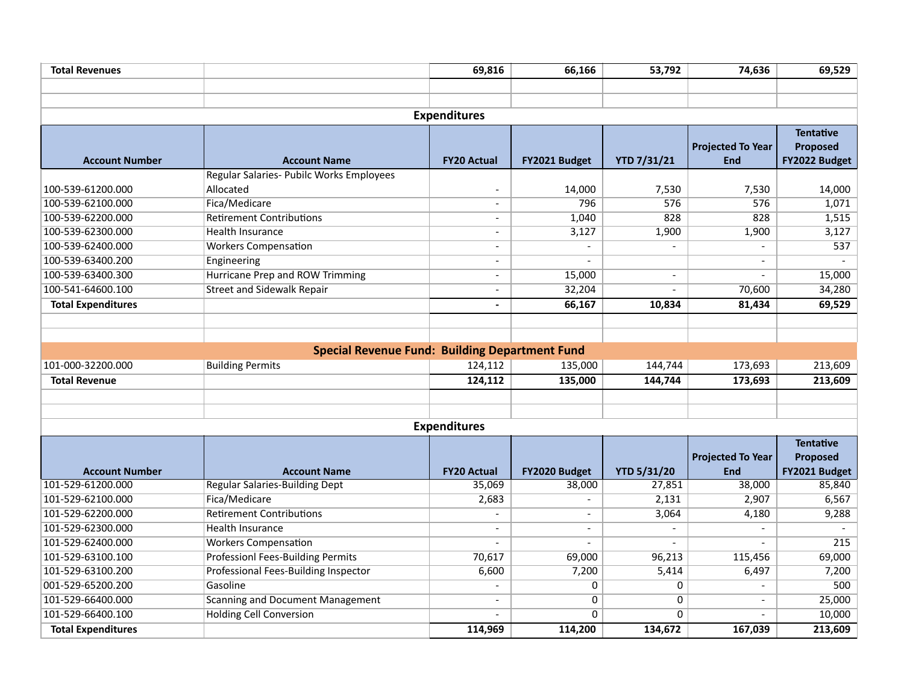| Total Revenues | | 69,816 | 66,166 | 53,792 | 74,636 | 69,529 |
|---|---|---|---|---|---|---|

**Expenditures**

| Account Number | Account Name | FY20 Actual | FY2021 Budget | YTD 7/31/21 | Projected To Year End | Tentative Proposed FY2022 Budget |
|---|---|---|---|---|---|---|
| 100-539-61200.000 | Regular Salaries- Pubilc Works Employees Allocated | - | 14,000 | 7,530 | 7,530 | 14,000 |
| 100-539-62100.000 | Fica/Medicare | - | 796 | 576 | 576 | 1,071 |
| 100-539-62200.000 | Retirement Contributions | - | 1,040 | 828 | 828 | 1,515 |
| 100-539-62300.000 | Health Insurance | - | 3,127 | 1,900 | 1,900 | 3,127 |
| 100-539-62400.000 | Workers Compensation | - | - | - | - | 537 |
| 100-539-63400.200 | Engineering | - | - | | - | - |
| 100-539-63400.300 | Hurricane Prep and ROW Trimming | - | 15,000 | - | - | 15,000 |
| 100-541-64600.100 | Street and Sidewalk Repair | - | 32,204 | - | 70,600 | 34,280 |
| **Total Expenditures** | | **-** | **66,167** | **10,834** | **81,434** | **69,529** |

## Special Revenue Fund: Building Department Fund

| Account Number | Account Name | FY20 Actual | FY2021 Budget | YTD 7/31/21 | Projected To Year End | Tentative Proposed FY2022 Budget |
|---|---|---|---|---|---|---|
| 101-000-32200.000 | Building Permits | 124,112 | 135,000 | 144,744 | 173,693 | 213,609 |
| **Total Revenue** | | **124,112** | **135,000** | **144,744** | **173,693** | **213,609** |

**Expenditures**

| Account Number | Account Name | FY20 Actual | FY2020 Budget | YTD 5/31/20 | Projected To Year End | Tentative Proposed FY2021 Budget |
|---|---|---|---|---|---|---|
| 101-529-61200.000 | Regular Salaries-Building Dept | 35,069 | 38,000 | 27,851 | 38,000 | 85,840 |
| 101-529-62100.000 | Fica/Medicare | 2,683 | - | 2,131 | 2,907 | 6,567 |
| 101-529-62200.000 | Retirement Contributions | - | - | 3,064 | 4,180 | 9,288 |
| 101-529-62300.000 | Health Insurance | - | - | - | - | - |
| 101-529-62400.000 | Workers Compensation | - | - | - | - | 215 |
| 101-529-63100.100 | Professionl Fees-Building Permits | 70,617 | 69,000 | 96,213 | 115,456 | 69,000 |
| 101-529-63100.200 | Professional Fees-Building Inspector | 6,600 | 7,200 | 5,414 | 6,497 | 7,200 |
| 001-529-65200.200 | Gasoline | - | 0 | 0 | - | 500 |
| 101-529-66400.000 | Scanning and Document Management | - | 0 | 0 | - | 25,000 |
| 101-529-66400.100 | Holding Cell Conversion | - | 0 | 0 | - | 10,000 |
| **Total Expenditures** | | **114,969** | **114,200** | **134,672** | **167,039** | **213,609** |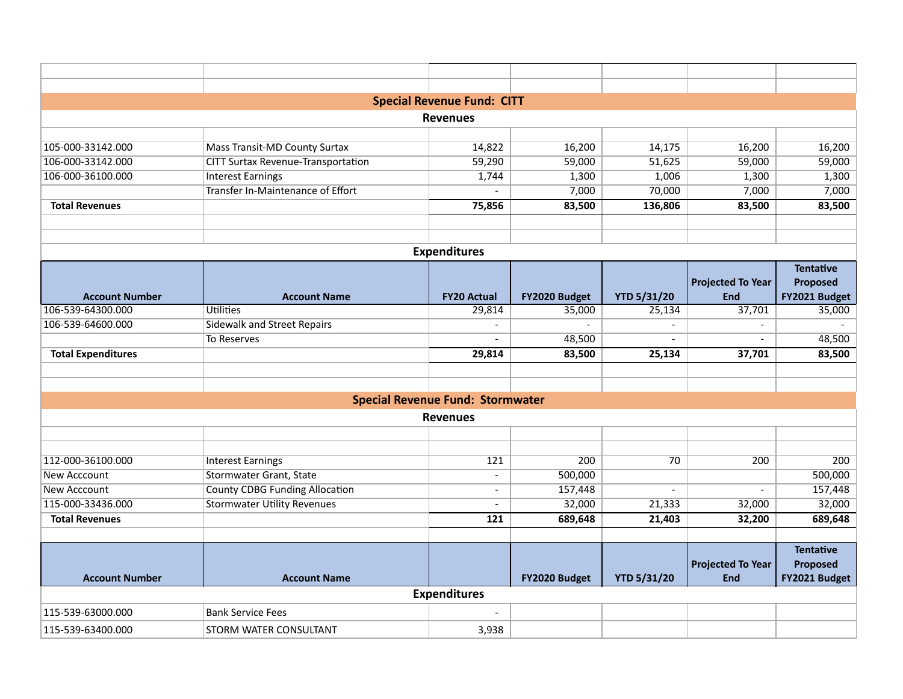## Special Revenue Fund: CITT

### Revenues

| Account Number | Account Name | FY20 Actual | FY2020 Budget | YTD 5/31/20 | Projected To Year End | Tentative Proposed FY2021 Budget |
|---|---|---|---|---|---|---|
| 105-000-33142.000 | Mass Transit-MD County Surtax | 14,822 | 16,200 | 14,175 | 16,200 | 16,200 |
| 106-000-33142.000 | CITT Surtax Revenue-Transportation | 59,290 | 59,000 | 51,625 | 59,000 | 59,000 |
| 106-000-36100.000 | Interest Earnings | 1,744 | 1,300 | 1,006 | 1,300 | 1,300 |
| | Transfer In-Maintenance of Effort | - | 7,000 | 70,000 | 7,000 | 7,000 |
| **Total Revenues** | | **75,856** | **83,500** | **136,806** | **83,500** | **83,500** |

### Expenditures

| Account Number | Account Name | FY20 Actual | FY2020 Budget | YTD 5/31/20 | Projected To Year End | Tentative Proposed FY2021 Budget |
|---|---|---|---|---|---|---|
| 106-539-64300.000 | Utilities | 29,814 | 35,000 | 25,134 | 37,701 | 35,000 |
| 106-539-64600.000 | Sidewalk and Street Repairs | - | - | - | - | - |
| | To Reserves | - | 48,500 | - | - | 48,500 |
| **Total Expenditures** | | **29,814** | **83,500** | **25,134** | **37,701** | **83,500** |

## Special Revenue Fund: Stormwater

### Revenues

| Account Number | Account Name | FY20 Actual | FY2020 Budget | YTD 5/31/20 | Projected To Year End | Tentative Proposed FY2021 Budget |
|---|---|---|---|---|---|---|
| 112-000-36100.000 | Interest Earnings | 121 | 200 | 70 | 200 | 200 |
| New Acccount | Stormwater Grant, State | - | 500,000 | | | 500,000 |
| New Acccount | County CDBG Funding Allocation | - | 157,448 | - | - | 157,448 |
| 115-000-33436.000 | Stormwater Utility Revenues | - | 32,000 | 21,333 | 32,000 | 32,000 |
| **Total Revenues** | | **121** | **689,648** | **21,403** | **32,200** | **689,648** |

### Expenditures

| Account Number | Account Name | | FY2020 Budget | YTD 5/31/20 | Projected To Year End | Tentative Proposed FY2021 Budget |
|---|---|---|---|---|---|---|
| 115-539-63000.000 | Bank Service Fees | - | | | | |
| 115-539-63400.000 | STORM WATER CONSULTANT | 3,938 | | | | |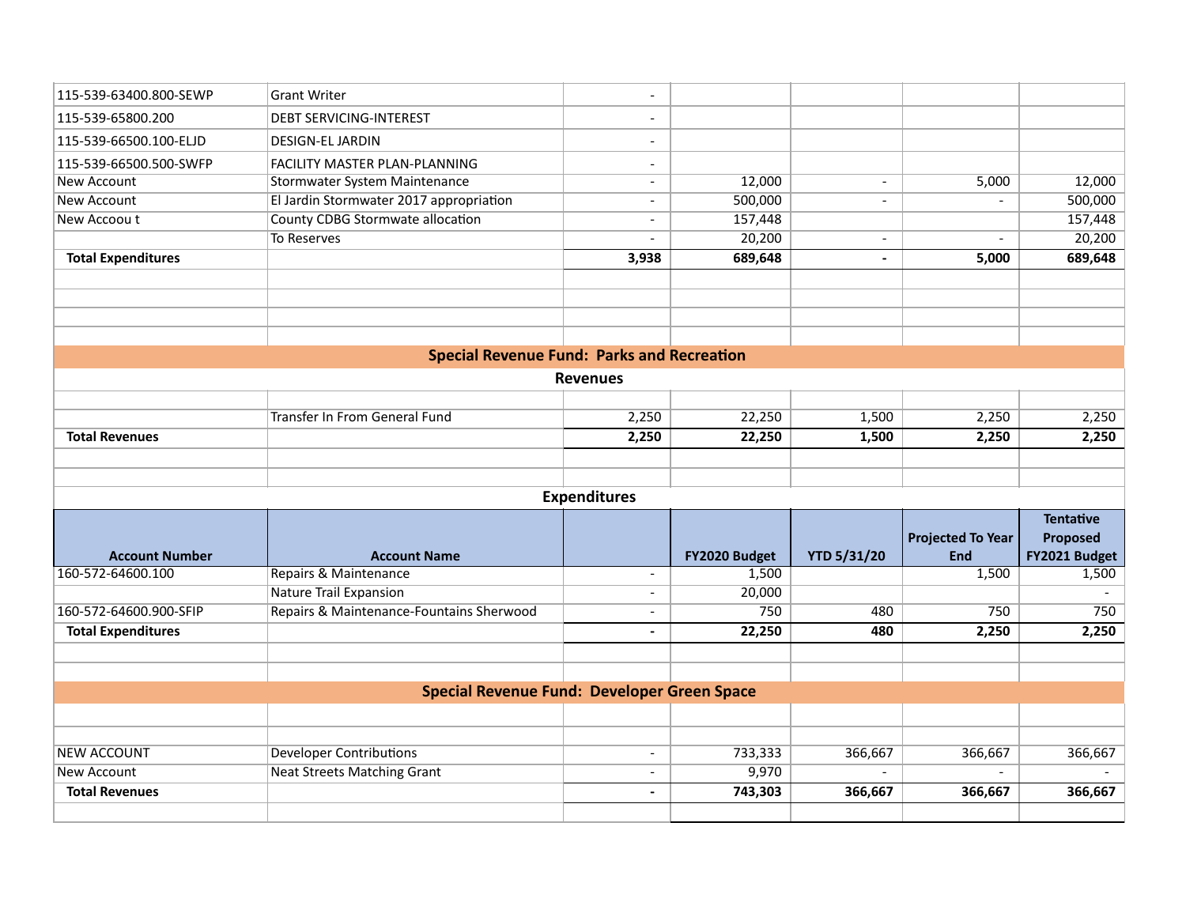| Account Number | Account Name | | FY2020 Budget | YTD 5/31/20 | Projected To Year End | Tentative Proposed FY2021 Budget |
|---|---|---|---|---|---|---|
| 115-539-63400.800-SEWP | Grant Writer | - | | | | |
| 115-539-65800.200 | DEBT SERVICING-INTEREST | - | | | | |
| 115-539-66500.100-ELJD | DESIGN-EL JARDIN | - | | | | |
| 115-539-66500.500-SWFP | FACILITY MASTER PLAN-PLANNING | - | | | | |
| New Account | Stormwater System Maintenance | - | 12,000 | - | 5,000 | 12,000 |
| New Account | El Jardin Stormwater 2017 appropriation | - | 500,000 | - | - | 500,000 |
| New Accoou t | County CDBG Stormwate allocation | - | 157,448 | | | 157,448 |
| | To Reserves | - | 20,200 | - | - | 20,200 |
| **Total Expenditures** | | **3,938** | **689,648** | **-** | **5,000** | **689,648** |

## Special Revenue Fund: Parks and Recreation

### Revenues

| | | | | | | |
|---|---|---|---|---|---|---|
| | Transfer In From General Fund | 2,250 | 22,250 | 1,500 | 2,250 | 2,250 |
| **Total Revenues** | | **2,250** | **22,250** | **1,500** | **2,250** | **2,250** |

### Expenditures

| Account Number | Account Name | | FY2020 Budget | YTD 5/31/20 | Projected To Year End | Tentative Proposed FY2021 Budget |
|---|---|---|---|---|---|---|
| 160-572-64600.100 | Repairs & Maintenance | - | 1,500 | | 1,500 | 1,500 |
| | Nature Trail Expansion | - | 20,000 | | | - |
| 160-572-64600.900-SFIP | Repairs & Maintenance-Fountains Sherwood | - | 750 | 480 | 750 | 750 |
| **Total Expenditures** | | **-** | **22,250** | **480** | **2,250** | **2,250** |

## Special Revenue Fund: Developer Green Space

| | | | | | | |
|---|---|---|---|---|---|---|
| NEW ACCOUNT | Developer Contributions | - | 733,333 | 366,667 | 366,667 | 366,667 |
| New Account | Neat Streets Matching Grant | - | 9,970 | - | - | - |
| **Total Revenues** | | **-** | **743,303** | **366,667** | **366,667** | **366,667** |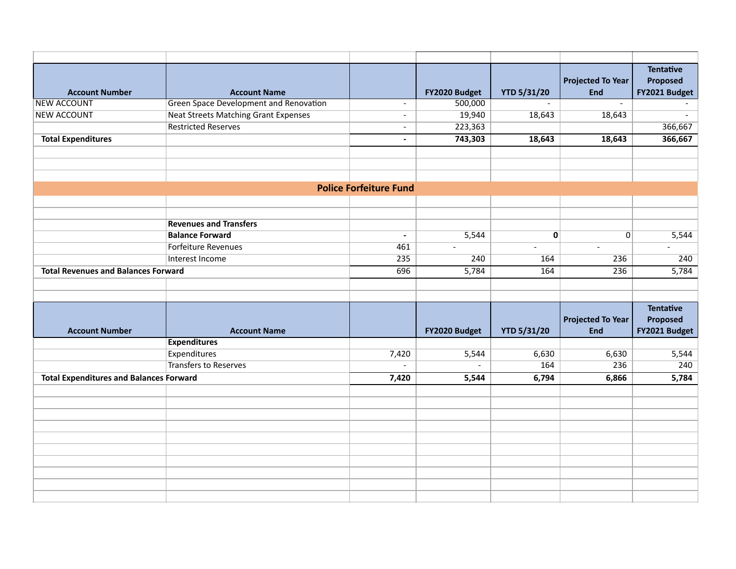| Account Number | Account Name | | FY2020 Budget | YTD 5/31/20 | Projected To Year End | Tentative Proposed FY2021 Budget |
|---|---|---|---|---|---|---|
| NEW ACCOUNT | Green Space Development and Renovation | - | 500,000 | - | - | - |
| NEW ACCOUNT | Neat Streets Matching Grant Expenses | - | 19,940 | 18,643 | 18,643 | - |
| | Restricted Reserves | - | 223,363 | | | 366,667 |
| **Total Expenditures** | | **-** | **743,303** | **18,643** | **18,643** | **366,667** |

## Police Forfeiture Fund

| | | | | | | |
|---|---|---|---|---|---|---|
| | **Revenues and Transfers** | | | | | |
| | **Balance Forward** | **-** | 5,544 | **0** | 0 | 5,544 |
| | Forfeiture Revenues | 461 | - | - | - | - |
| | Interest Income | 235 | 240 | 164 | 236 | 240 |
| **Total Revenues and Balances Forward** | | 696 | 5,784 | 164 | 236 | 5,784 |

| Account Number | Account Name | | FY2020 Budget | YTD 5/31/20 | Projected To Year End | Tentative Proposed FY2021 Budget |
|---|---|---|---|---|---|---|
| | **Expenditures** | | | | | |
| | Expenditures | 7,420 | 5,544 | 6,630 | 6,630 | 5,544 |
| | Transfers to Reserves | - | - | 164 | 236 | 240 |
| **Total Expenditures and Balances Forward** | | **7,420** | **5,544** | **6,794** | **6,866** | **5,784** |